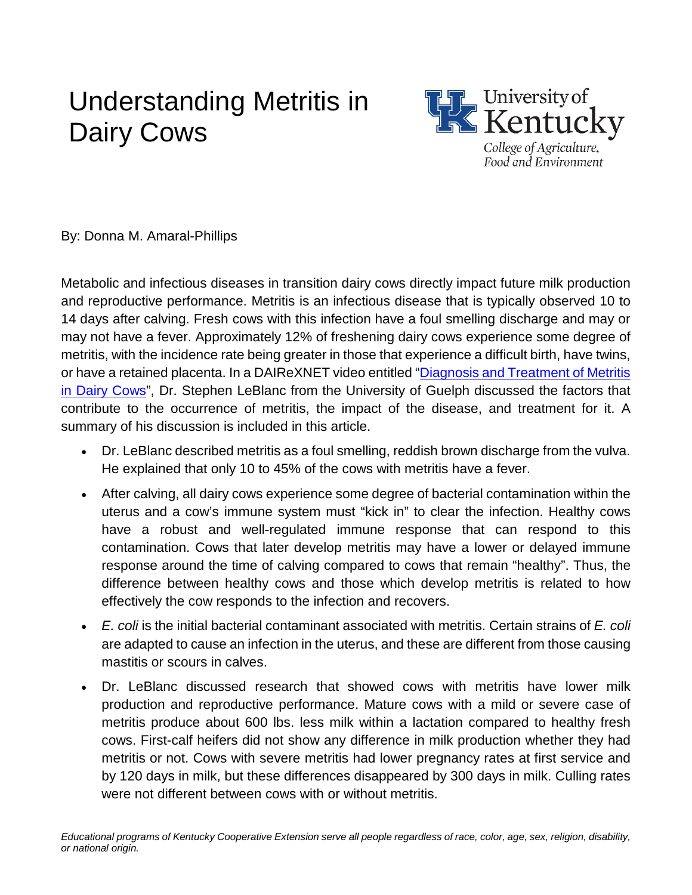# Understanding Metritis in Dairy Cows

By: Donna M. Amaral-Phillips

Metabolic and infectious diseases in transition dairy cows directly impact future milk production and reproductive performance. Metritis is an infectious disease that is typically observed 10 to 14 days after calving. Fresh cows with this infection have a foul smelling discharge and may or may not have a fever. Approximately 12% of freshening dairy cows experience some degree of metritis, with the incidence rate being greater in those that experience a difficult birth, have twins, or have a retained placenta. In a DAIReXNET video entitled "[Diagnosis and Treatment of Metritis in Dairy Cows]()", Dr. Stephen LeBlanc from the University of Guelph discussed the factors that contribute to the occurrence of metritis, the impact of the disease, and treatment for it. A summary of his discussion is included in this article.

- Dr. LeBlanc described metritis as a foul smelling, reddish brown discharge from the vulva. He explained that only 10 to 45% of the cows with metritis have a fever.
- After calving, all dairy cows experience some degree of bacterial contamination within the uterus and a cow's immune system must "kick in" to clear the infection. Healthy cows have a robust and well-regulated immune response that can respond to this contamination. Cows that later develop metritis may have a lower or delayed immune response around the time of calving compared to cows that remain "healthy". Thus, the difference between healthy cows and those which develop metritis is related to how effectively the cow responds to the infection and recovers.
- *E. coli* is the initial bacterial contaminant associated with metritis. Certain strains of *E. coli* are adapted to cause an infection in the uterus, and these are different from those causing mastitis or scours in calves.
- Dr. LeBlanc discussed research that showed cows with metritis have lower milk production and reproductive performance. Mature cows with a mild or severe case of metritis produce about 600 lbs. less milk within a lactation compared to healthy fresh cows. First-calf heifers did not show any difference in milk production whether they had metritis or not. Cows with severe metritis had lower pregnancy rates at first service and by 120 days in milk, but these differences disappeared by 300 days in milk. Culling rates were not different between cows with or without metritis.

*Educational programs of Kentucky Cooperative Extension serve all people regardless of race, color, age, sex, religion, disability, or national origin.*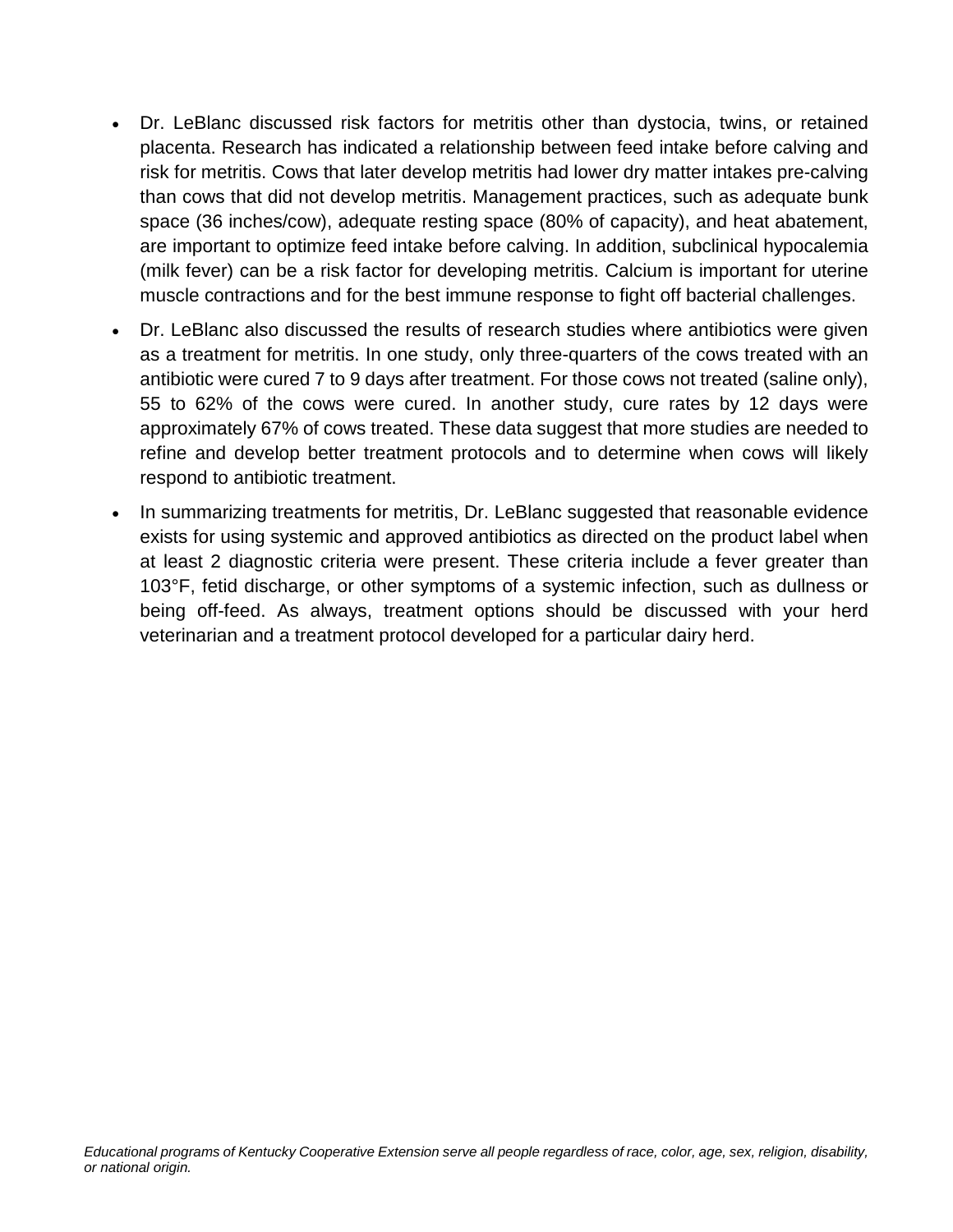- Dr. LeBlanc discussed risk factors for metritis other than dystocia, twins, or retained placenta. Research has indicated a relationship between feed intake before calving and risk for metritis. Cows that later develop metritis had lower dry matter intakes pre-calving than cows that did not develop metritis. Management practices, such as adequate bunk space (36 inches/cow), adequate resting space (80% of capacity), and heat abatement, are important to optimize feed intake before calving. In addition, subclinical hypocalemia (milk fever) can be a risk factor for developing metritis. Calcium is important for uterine muscle contractions and for the best immune response to fight off bacterial challenges.
- Dr. LeBlanc also discussed the results of research studies where antibiotics were given as a treatment for metritis. In one study, only three-quarters of the cows treated with an antibiotic were cured 7 to 9 days after treatment. For those cows not treated (saline only), 55 to 62% of the cows were cured. In another study, cure rates by 12 days were approximately 67% of cows treated. These data suggest that more studies are needed to refine and develop better treatment protocols and to determine when cows will likely respond to antibiotic treatment.
- In summarizing treatments for metritis, Dr. LeBlanc suggested that reasonable evidence exists for using systemic and approved antibiotics as directed on the product label when at least 2 diagnostic criteria were present. These criteria include a fever greater than 103°F, fetid discharge, or other symptoms of a systemic infection, such as dullness or being off-feed. As always, treatment options should be discussed with your herd veterinarian and a treatment protocol developed for a particular dairy herd.

*Educational programs of Kentucky Cooperative Extension serve all people regardless of race, color, age, sex, religion, disability, or national origin.*